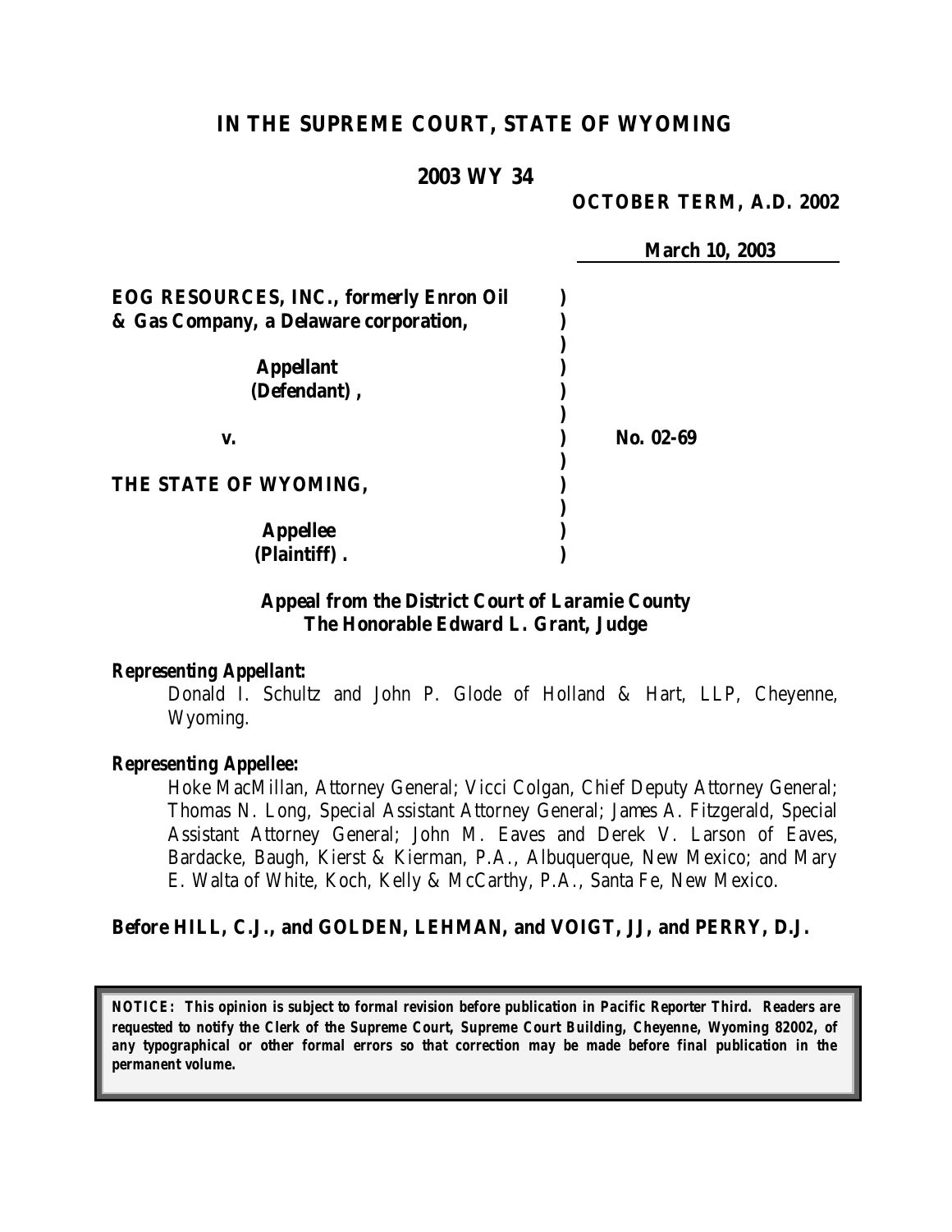# IN THE SUPREME COURT, STATE OF WYOMING

## 2003 WY 34

**OCTOBER TERM, A.D. 2002**

**March 10, 2003**

**EOG RESOURCES, INC., formerly Enron Oil & Gas Company, a Delaware corporation,**

**Appellant (Defendant),**

**v.**

**THE STATE OF WYOMING,**

**Appellee (Plaintiff).**

**No. 02-69**

**Appeal from the District Court of Laramie County**
**The Honorable Edward L. Grant, Judge**

***Representing Appellant:***

Donald I. Schultz and John P. Glode of Holland & Hart, LLP, Cheyenne, Wyoming.

***Representing Appellee:***

Hoke MacMillan, Attorney General; Vicci Colgan, Chief Deputy Attorney General; Thomas N. Long, Special Assistant Attorney General; James A. Fitzgerald, Special Assistant Attorney General; John M. Eaves and Derek V. Larson of Eaves, Bardacke, Baugh, Kierst & Kierman, P.A., Albuquerque, New Mexico; and Mary E. Walta of White, Koch, Kelly & McCarthy, P.A., Santa Fe, New Mexico.

**Before HILL, C.J., and GOLDEN, LEHMAN, and VOIGT, JJ, and PERRY, D.J.**

***NOTICE: This opinion is subject to formal revision before publication in Pacific Reporter Third. Readers are requested to notify the Clerk of the Supreme Court, Supreme Court Building, Cheyenne, Wyoming 82002, of any typographical or other formal errors so that correction may be made before final publication in the permanent volume.***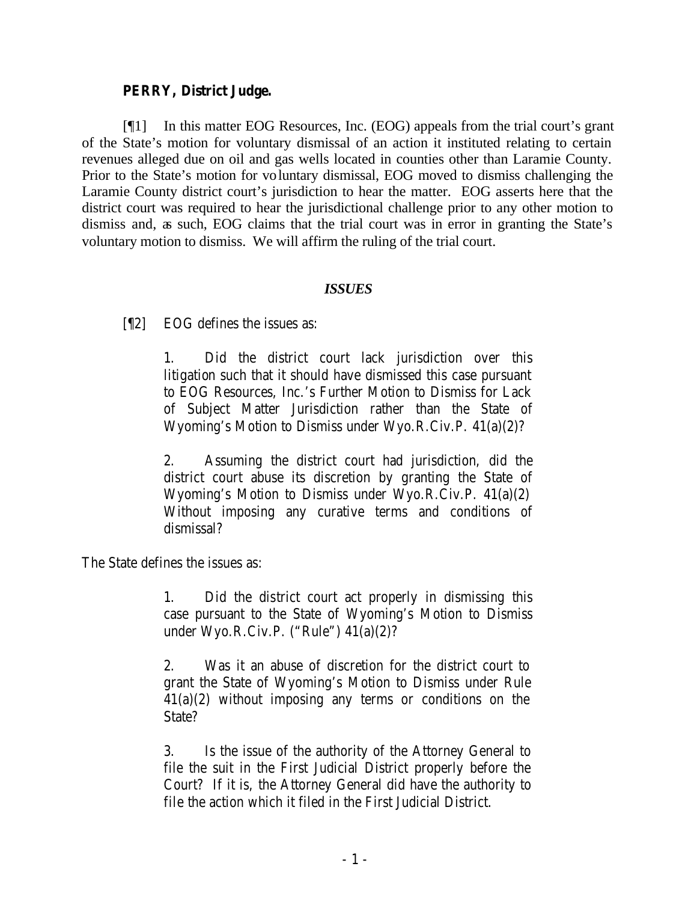**PERRY, District Judge.**

[¶1] In this matter EOG Resources, Inc. (EOG) appeals from the trial court's grant of the State's motion for voluntary dismissal of an action it instituted relating to certain revenues alleged due on oil and gas wells located in counties other than Laramie County. Prior to the State's motion for voluntary dismissal, EOG moved to dismiss challenging the Laramie County district court's jurisdiction to hear the matter. EOG asserts here that the district court was required to hear the jurisdictional challenge prior to any other motion to dismiss and, as such, EOG claims that the trial court was in error in granting the State's voluntary motion to dismiss. We will affirm the ruling of the trial court.

### *ISSUES*

[¶2] EOG defines the issues as:

> 1. Did the district court lack jurisdiction over this litigation such that it should have dismissed this case pursuant to EOG Resources, Inc.'s Further Motion to Dismiss for Lack of Subject Matter Jurisdiction rather than the State of Wyoming's Motion to Dismiss under Wyo.R.Civ.P. 41(a)(2)?
>
> 2. Assuming the district court had jurisdiction, did the district court abuse its discretion by granting the State of Wyoming's Motion to Dismiss under Wyo.R.Civ.P. 41(a)(2) Without imposing any curative terms and conditions of dismissal?

The State defines the issues as:

> 1. Did the district court act properly in dismissing this case pursuant to the State of Wyoming's Motion to Dismiss under Wyo.R.Civ.P. ("Rule") 41(a)(2)?
>
> 2. Was it an abuse of discretion for the district court to grant the State of Wyoming's Motion to Dismiss under Rule 41(a)(2) without imposing any terms or conditions on the State?
>
> 3. Is the issue of the authority of the Attorney General to file the suit in the First Judicial District properly before the Court? If it is, the Attorney General did have the authority to file the action which it filed in the First Judicial District.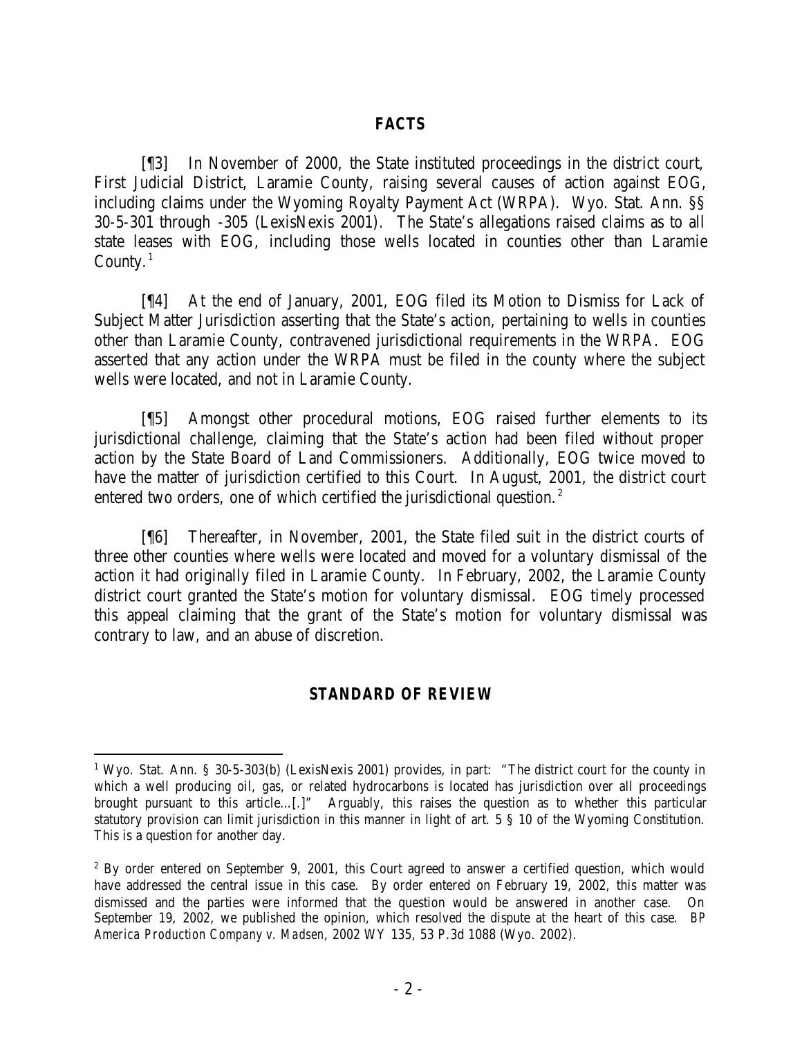## FACTS

[¶3] In November of 2000, the State instituted proceedings in the district court, First Judicial District, Laramie County, raising several causes of action against EOG, including claims under the Wyoming Royalty Payment Act (WRPA). Wyo. Stat. Ann. §§ 30-5-301 through -305 (LexisNexis 2001). The State's allegations raised claims as to all state leases with EOG, including those wells located in counties other than Laramie County.[1]

[¶4] At the end of January, 2001, EOG filed its Motion to Dismiss for Lack of Subject Matter Jurisdiction asserting that the State's action, pertaining to wells in counties other than Laramie County, contravened jurisdictional requirements in the WRPA. EOG asserted that any action under the WRPA must be filed in the county where the subject wells were located, and not in Laramie County.

[¶5] Amongst other procedural motions, EOG raised further elements to its jurisdictional challenge, claiming that the State's action had been filed without proper action by the State Board of Land Commissioners. Additionally, EOG twice moved to have the matter of jurisdiction certified to this Court. In August, 2001, the district court entered two orders, one of which certified the jurisdictional question.[2]

[¶6] Thereafter, in November, 2001, the State filed suit in the district courts of three other counties where wells were located and moved for a voluntary dismissal of the action it had originally filed in Laramie County. In February, 2002, the Laramie County district court granted the State's motion for voluntary dismissal. EOG timely processed this appeal claiming that the grant of the State's motion for voluntary dismissal was contrary to law, and an abuse of discretion.

## STANDARD OF REVIEW

---

[1] Wyo. Stat. Ann. § 30-5-303(b) (LexisNexis 2001) provides, in part: "The district court for the county in which a well producing oil, gas, or related hydrocarbons is located has jurisdiction over all proceedings brought pursuant to this article…[.]" Arguably, this raises the question as to whether this particular statutory provision can limit jurisdiction in this manner in light of art. 5 § 10 of the Wyoming Constitution. This is a question for another day.

[2] By order entered on September 9, 2001, this Court agreed to answer a certified question, which would have addressed the central issue in this case. By order entered on February 19, 2002, this matter was dismissed and the parties were informed that the question would be answered in another case. On September 19, 2002, we published the opinion, which resolved the dispute at the heart of this case. *BP America Production Company v. Madsen*, 2002 WY 135, 53 P.3d 1088 (Wyo. 2002).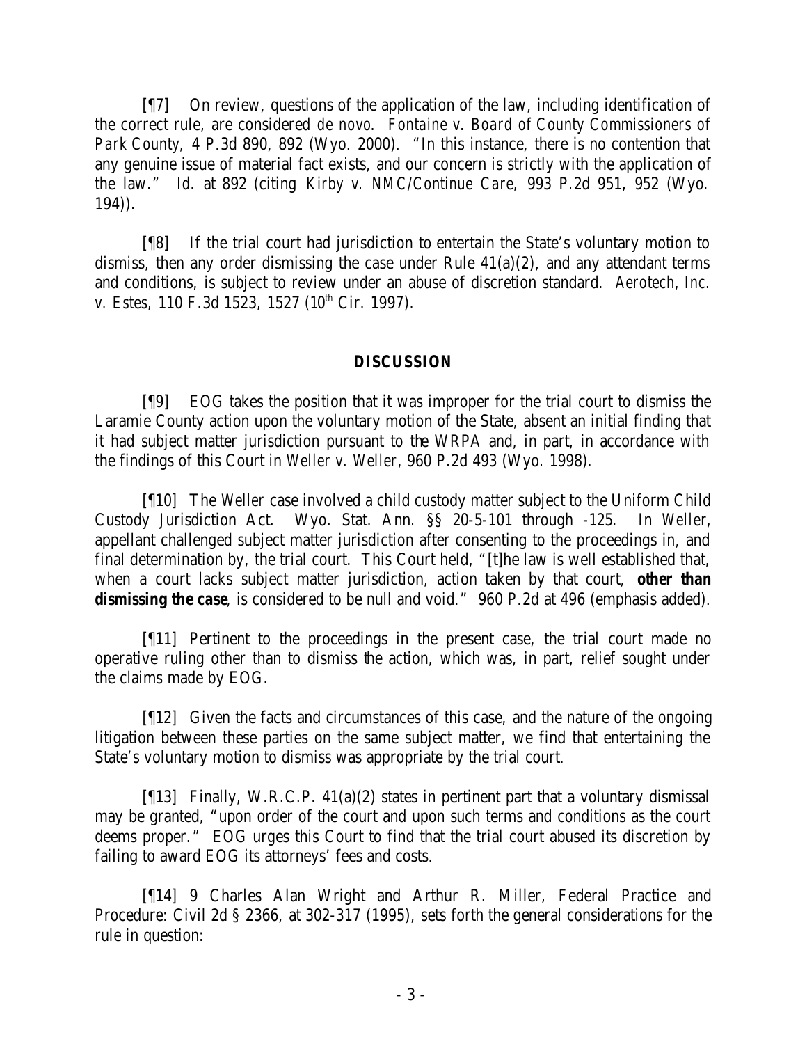[¶7] On review, questions of the application of the law, including identification of the correct rule, are considered *de novo*. *Fontaine v. Board of County Commissioners of Park County*, 4 P.3d 890, 892 (Wyo. 2000). "In this instance, there is no contention that any genuine issue of material fact exists, and our concern is strictly with the application of the law." *Id.* at 892 (citing *Kirby v. NMC/Continue Care*, 993 P.2d 951, 952 (Wyo. 194)).

[¶8] If the trial court had jurisdiction to entertain the State's voluntary motion to dismiss, then any order dismissing the case under Rule 41(a)(2), and any attendant terms and conditions, is subject to review under an abuse of discretion standard. *Aerotech, Inc. v. Estes*, 110 F.3d 1523, 1527 (10th Cir. 1997).

## DISCUSSION

[¶9] EOG takes the position that it was improper for the trial court to dismiss the Laramie County action upon the voluntary motion of the State, absent an initial finding that it had subject matter jurisdiction pursuant to the WRPA and, in part, in accordance with the findings of this Court in *Weller v. Weller*, 960 P.2d 493 (Wyo. 1998).

[¶10] The *Weller* case involved a child custody matter subject to the Uniform Child Custody Jurisdiction Act. Wyo. Stat. Ann. §§ 20-5-101 through -125. In *Weller*, appellant challenged subject matter jurisdiction after consenting to the proceedings in, and final determination by, the trial court. This Court held, "[t]he law is well established that, when a court lacks subject matter jurisdiction, action taken by that court, **other than dismissing the case**, is considered to be null and void." 960 P.2d at 496 (emphasis added).

[¶11] Pertinent to the proceedings in the present case, the trial court made no operative ruling other than to dismiss the action, which was, in part, relief sought under the claims made by EOG.

[¶12] Given the facts and circumstances of this case, and the nature of the ongoing litigation between these parties on the same subject matter, we find that entertaining the State's voluntary motion to dismiss was appropriate by the trial court.

[¶13] Finally, W.R.C.P. 41(a)(2) states in pertinent part that a voluntary dismissal may be granted, "upon order of the court and upon such terms and conditions as the court deems proper." EOG urges this Court to find that the trial court abused its discretion by failing to award EOG its attorneys' fees and costs.

[¶14] 9 Charles Alan Wright and Arthur R. Miller, Federal Practice and Procedure: Civil 2d § 2366, at 302-317 (1995), sets forth the general considerations for the rule in question: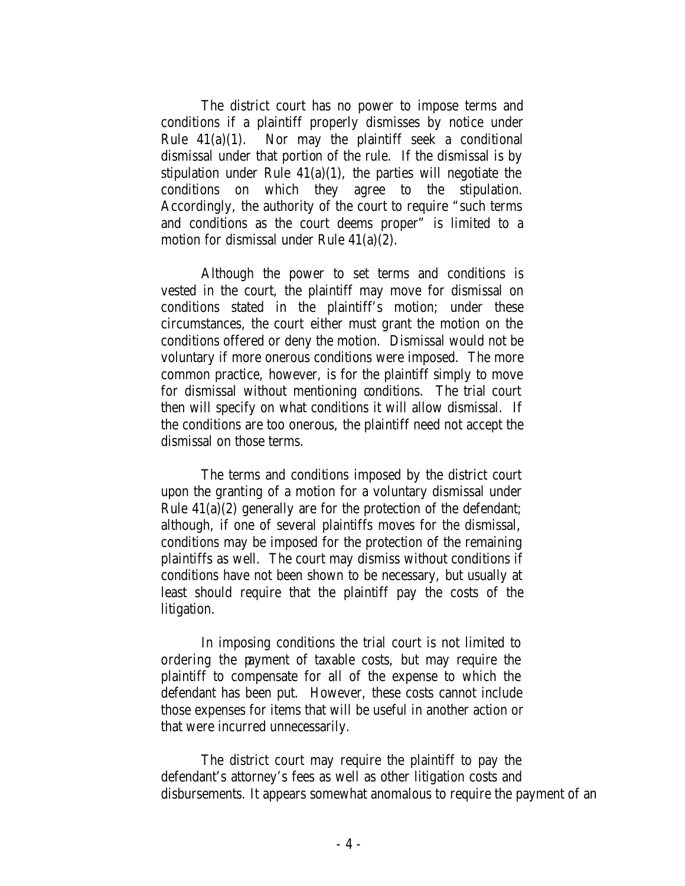The district court has no power to impose terms and conditions if a plaintiff properly dismisses by notice under Rule 41(a)(1). Nor may the plaintiff seek a conditional dismissal under that portion of the rule. If the dismissal is by stipulation under Rule 41(a)(1), the parties will negotiate the conditions on which they agree to the stipulation. Accordingly, the authority of the court to require "such terms and conditions as the court deems proper" is limited to a motion for dismissal under Rule 41(a)(2).

Although the power to set terms and conditions is vested in the court, the plaintiff may move for dismissal on conditions stated in the plaintiff's motion; under these circumstances, the court either must grant the motion on the conditions offered or deny the motion. Dismissal would not be voluntary if more onerous conditions were imposed. The more common practice, however, is for the plaintiff simply to move for dismissal without mentioning conditions. The trial court then will specify on what conditions it will allow dismissal. If the conditions are too onerous, the plaintiff need not accept the dismissal on those terms.

The terms and conditions imposed by the district court upon the granting of a motion for a voluntary dismissal under Rule 41(a)(2) generally are for the protection of the defendant; although, if one of several plaintiffs moves for the dismissal, conditions may be imposed for the protection of the remaining plaintiffs as well. The court may dismiss without conditions if conditions have not been shown to be necessary, but usually at least should require that the plaintiff pay the costs of the litigation.

In imposing conditions the trial court is not limited to ordering the payment of taxable costs, but may require the plaintiff to compensate for all of the expense to which the defendant has been put. However, these costs cannot include those expenses for items that will be useful in another action or that were incurred unnecessarily.

The district court may require the plaintiff to pay the defendant's attorney's fees as well as other litigation costs and disbursements. It appears somewhat anomalous to require the payment of an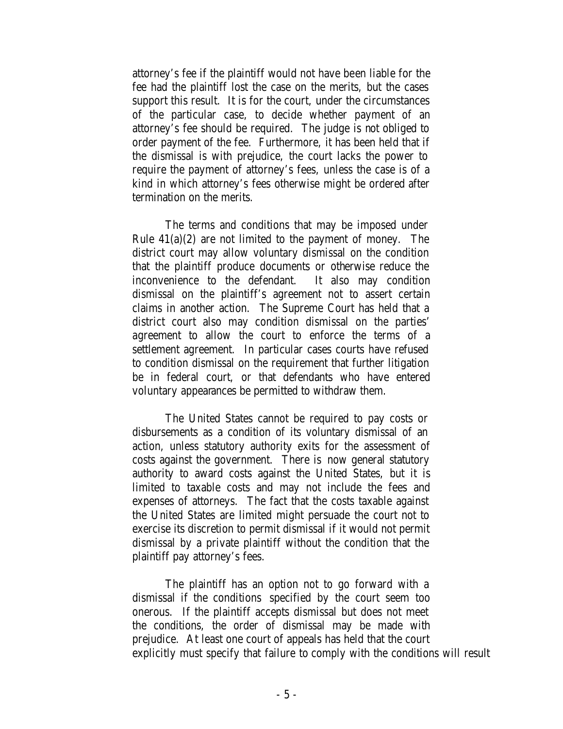attorney's fee if the plaintiff would not have been liable for the fee had the plaintiff lost the case on the merits, but the cases support this result. It is for the court, under the circumstances of the particular case, to decide whether payment of an attorney's fee should be required. The judge is not obliged to order payment of the fee. Furthermore, it has been held that if the dismissal is with prejudice, the court lacks the power to require the payment of attorney's fees, unless the case is of a kind in which attorney's fees otherwise might be ordered after termination on the merits.

The terms and conditions that may be imposed under Rule 41(a)(2) are not limited to the payment of money. The district court may allow voluntary dismissal on the condition that the plaintiff produce documents or otherwise reduce the inconvenience to the defendant. It also may condition dismissal on the plaintiff's agreement not to assert certain claims in another action. The Supreme Court has held that a district court also may condition dismissal on the parties' agreement to allow the court to enforce the terms of a settlement agreement. In particular cases courts have refused to condition dismissal on the requirement that further litigation be in federal court, or that defendants who have entered voluntary appearances be permitted to withdraw them.

The United States cannot be required to pay costs or disbursements as a condition of its voluntary dismissal of an action, unless statutory authority exits for the assessment of costs against the government. There is now general statutory authority to award costs against the United States, but it is limited to taxable costs and may not include the fees and expenses of attorneys. The fact that the costs taxable against the United States are limited might persuade the court not to exercise its discretion to permit dismissal if it would not permit dismissal by a private plaintiff without the condition that the plaintiff pay attorney's fees.

The plaintiff has an option not to go forward with a dismissal if the conditions specified by the court seem too onerous. If the plaintiff accepts dismissal but does not meet the conditions, the order of dismissal may be made with prejudice. At least one court of appeals has held that the court explicitly must specify that failure to comply with the conditions will result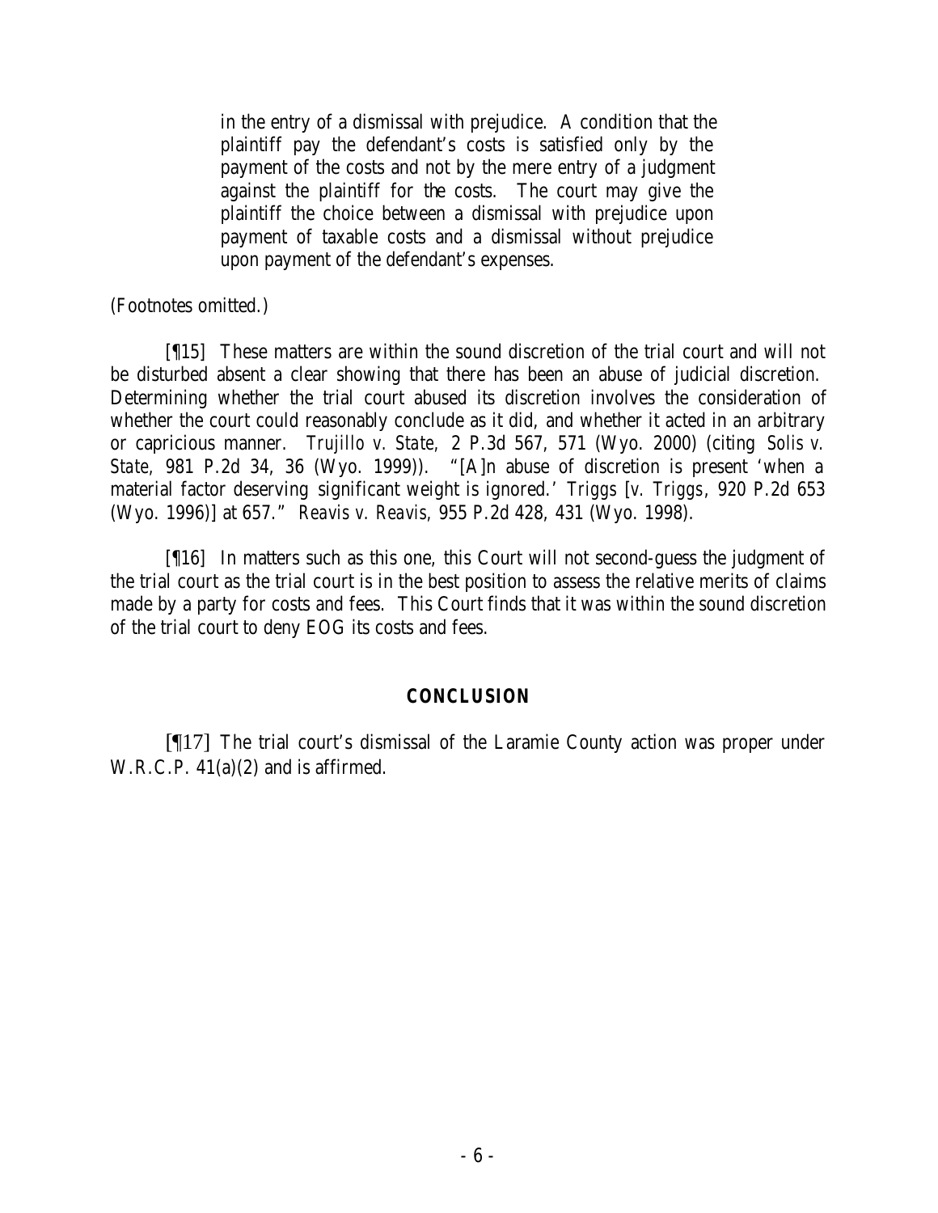> in the entry of a dismissal with prejudice. A condition that the plaintiff pay the defendant's costs is satisfied only by the payment of the costs and not by the mere entry of a judgment against the plaintiff for the costs. The court may give the plaintiff the choice between a dismissal with prejudice upon payment of taxable costs and a dismissal without prejudice upon payment of the defendant's expenses.

(Footnotes omitted.)

[¶15] These matters are within the sound discretion of the trial court and will not be disturbed absent a clear showing that there has been an abuse of judicial discretion. Determining whether the trial court abused its discretion involves the consideration of whether the court could reasonably conclude as it did, and whether it acted in an arbitrary or capricious manner. *Trujillo v. State,* 2 P.3d 567, 571 (Wyo. 2000) (citing *Solis v. State*, 981 P.2d 34, 36 (Wyo. 1999)). "[A]n abuse of discretion is present 'when a material factor deserving significant weight is ignored.' *Triggs* [*v. Triggs*, 920 P.2d 653 (Wyo. 1996)] at 657." *Reavis v. Reavis*, 955 P.2d 428, 431 (Wyo. 1998).

[¶16] In matters such as this one, this Court will not second-guess the judgment of the trial court as the trial court is in the best position to assess the relative merits of claims made by a party for costs and fees. This Court finds that it was within the sound discretion of the trial court to deny EOG its costs and fees.

## CONCLUSION

[¶17] The trial court's dismissal of the Laramie County action was proper under W.R.C.P. 41(a)(2) and is affirmed.